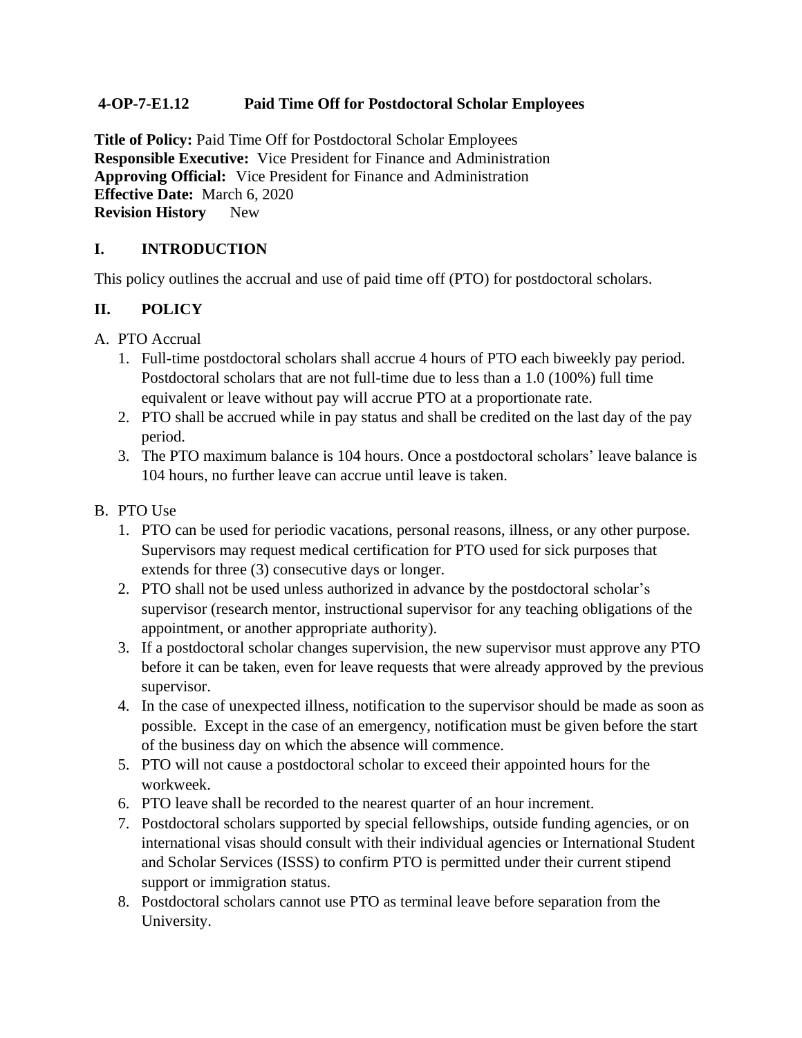## 4-OP-7-E1.12 Paid Time Off for Postdoctoral Scholar Employees

**Title of Policy:** Paid Time Off for Postdoctoral Scholar Employees
**Responsible Executive:** Vice President for Finance and Administration
**Approving Official:** Vice President for Finance and Administration
**Effective Date:** March 6, 2020
**Revision History** New

### I. INTRODUCTION

This policy outlines the accrual and use of paid time off (PTO) for postdoctoral scholars.

### II. POLICY

A. PTO Accrual

1. Full-time postdoctoral scholars shall accrue 4 hours of PTO each biweekly pay period. Postdoctoral scholars that are not full-time due to less than a 1.0 (100%) full time equivalent or leave without pay will accrue PTO at a proportionate rate.
2. PTO shall be accrued while in pay status and shall be credited on the last day of the pay period.
3. The PTO maximum balance is 104 hours. Once a postdoctoral scholars' leave balance is 104 hours, no further leave can accrue until leave is taken.

B. PTO Use

1. PTO can be used for periodic vacations, personal reasons, illness, or any other purpose. Supervisors may request medical certification for PTO used for sick purposes that extends for three (3) consecutive days or longer.
2. PTO shall not be used unless authorized in advance by the postdoctoral scholar's supervisor (research mentor, instructional supervisor for any teaching obligations of the appointment, or another appropriate authority).
3. If a postdoctoral scholar changes supervision, the new supervisor must approve any PTO before it can be taken, even for leave requests that were already approved by the previous supervisor.
4. In the case of unexpected illness, notification to the supervisor should be made as soon as possible. Except in the case of an emergency, notification must be given before the start of the business day on which the absence will commence.
5. PTO will not cause a postdoctoral scholar to exceed their appointed hours for the workweek.
6. PTO leave shall be recorded to the nearest quarter of an hour increment.
7. Postdoctoral scholars supported by special fellowships, outside funding agencies, or on international visas should consult with their individual agencies or International Student and Scholar Services (ISSS) to confirm PTO is permitted under their current stipend support or immigration status.
8. Postdoctoral scholars cannot use PTO as terminal leave before separation from the University.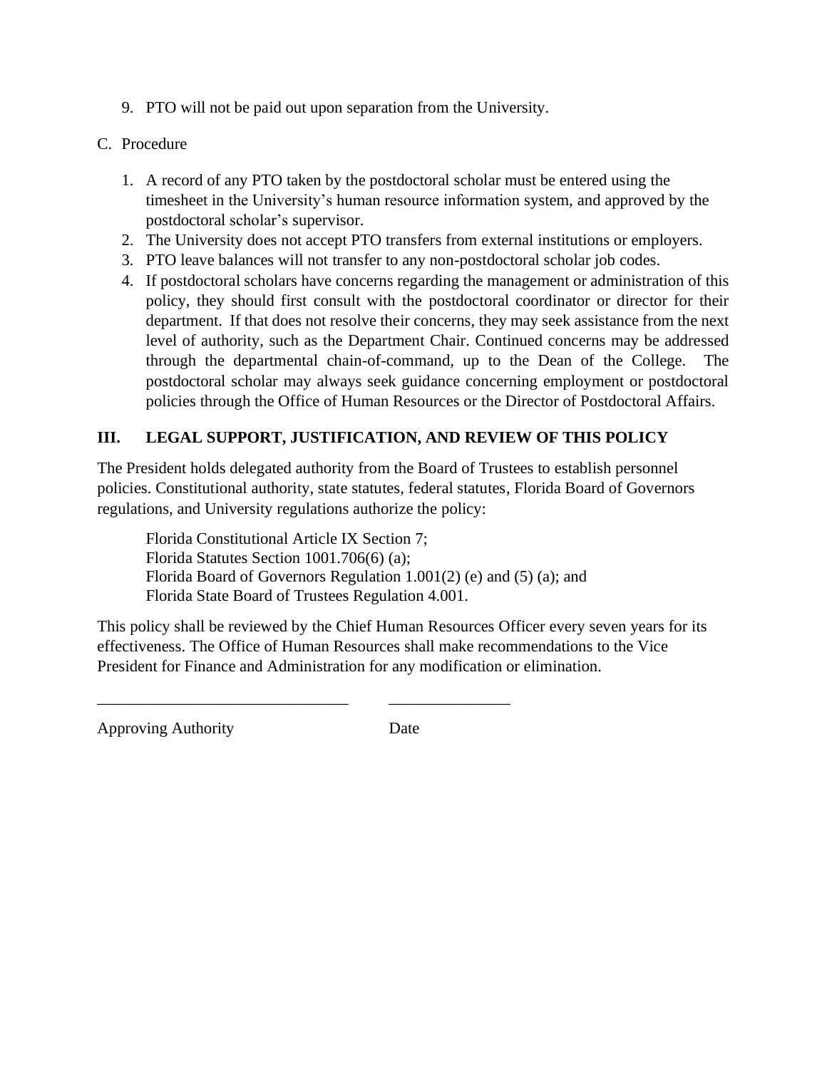9. PTO will not be paid out upon separation from the University.

C. Procedure

1. A record of any PTO taken by the postdoctoral scholar must be entered using the timesheet in the University's human resource information system, and approved by the postdoctoral scholar's supervisor.
2. The University does not accept PTO transfers from external institutions or employers.
3. PTO leave balances will not transfer to any non-postdoctoral scholar job codes.
4. If postdoctoral scholars have concerns regarding the management or administration of this policy, they should first consult with the postdoctoral coordinator or director for their department. If that does not resolve their concerns, they may seek assistance from the next level of authority, such as the Department Chair. Continued concerns may be addressed through the departmental chain-of-command, up to the Dean of the College. The postdoctoral scholar may always seek guidance concerning employment or postdoctoral policies through the Office of Human Resources or the Director of Postdoctoral Affairs.

## III. LEGAL SUPPORT, JUSTIFICATION, AND REVIEW OF THIS POLICY

The President holds delegated authority from the Board of Trustees to establish personnel policies. Constitutional authority, state statutes, federal statutes, Florida Board of Governors regulations, and University regulations authorize the policy:

Florida Constitutional Article IX Section 7;
Florida Statutes Section 1001.706(6) (a);
Florida Board of Governors Regulation 1.001(2) (e) and (5) (a); and
Florida State Board of Trustees Regulation 4.001.

This policy shall be reviewed by the Chief Human Resources Officer every seven years for its effectiveness. The Office of Human Resources shall make recommendations to the Vice President for Finance and Administration for any modification or elimination.

\_\_\_\_\_\_\_\_\_\_\_\_\_\_\_\_\_\_\_\_\_\_\_\_\_\_\_\_\_\_ \_\_\_\_\_\_\_\_\_\_\_\_\_\_\_

Approving Authority Date